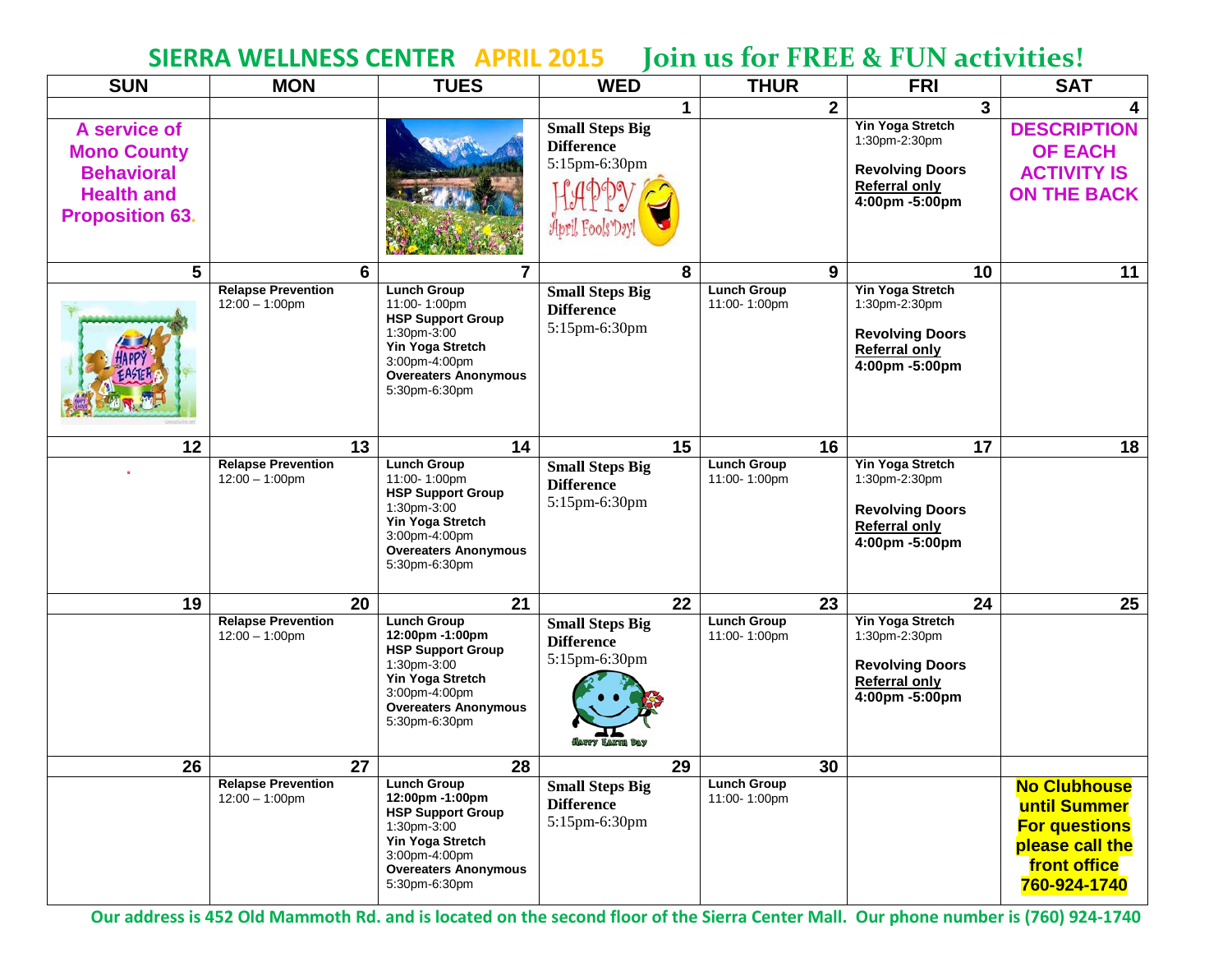# SIERRA WELLNESS CENTER APRIL 2015 Join us for FREE & FUN activities!

| SUN | MON | TUES | WED | THUR | FRI | SAT |
|---|---|---|---|---|---|---|
| | | | 1 | 2 | 3 | 4 |
| A service of Mono County Behavioral Health and Proposition 63. | | | **Small Steps Big Difference** 5:15pm-6:30pm HAPPY April Fools' Day! | | **Yin Yoga Stretch** 1:30pm-2:30pm **Revolving Doors** **Referral only** **4:00pm -5:00pm** | **DESCRIPTION OF EACH ACTIVITY IS ON THE BACK** |
| 5 | 6 | 7 | 8 | 9 | 10 | 11 |
| HAPPY EASTER | **Relapse Prevention** 12:00 – 1:00pm | **Lunch Group** 11:00- 1:00pm **HSP Support Group** 1:30pm-3:00 **Yin Yoga Stretch** 3:00pm-4:00pm **Overeaters Anonymous** 5:30pm-6:30pm | **Small Steps Big Difference** 5:15pm-6:30pm | **Lunch Group** 11:00- 1:00pm | **Yin Yoga Stretch** 1:30pm-2:30pm **Revolving Doors** **Referral only** **4:00pm -5:00pm** | |
| 12 | 13 | 14 | 15 | 16 | 17 | 18 |
| . | **Relapse Prevention** 12:00 – 1:00pm | **Lunch Group** 11:00- 1:00pm **HSP Support Group** 1:30pm-3:00 **Yin Yoga Stretch** 3:00pm-4:00pm **Overeaters Anonymous** 5:30pm-6:30pm | **Small Steps Big Difference** 5:15pm-6:30pm | **Lunch Group** 11:00- 1:00pm | **Yin Yoga Stretch** 1:30pm-2:30pm **Revolving Doors** **Referral only** **4:00pm -5:00pm** | |
| 19 | 20 | 21 | 22 | 23 | 24 | 25 |
| | **Relapse Prevention** 12:00 – 1:00pm | **Lunch Group** **12:00pm -1:00pm** **HSP Support Group** 1:30pm-3:00 **Yin Yoga Stretch** 3:00pm-4:00pm **Overeaters Anonymous** 5:30pm-6:30pm | **Small Steps Big Difference** 5:15pm-6:30pm Happy Earth Day | **Lunch Group** 11:00- 1:00pm | **Yin Yoga Stretch** 1:30pm-2:30pm **Revolving Doors** **Referral only** **4:00pm -5:00pm** | |
| 26 | 27 | 28 | 29 | 30 | | |
| | **Relapse Prevention** 12:00 – 1:00pm | **Lunch Group** **12:00pm -1:00pm** **HSP Support Group** 1:30pm-3:00 **Yin Yoga Stretch** 3:00pm-4:00pm **Overeaters Anonymous** 5:30pm-6:30pm | **Small Steps Big Difference** 5:15pm-6:30pm | **Lunch Group** 11:00- 1:00pm | | **No Clubhouse until Summer For questions please call the front office 760-924-1740** |

Our address is 452 Old Mammoth Rd. and is located on the second floor of the Sierra Center Mall. Our phone number is (760) 924-1740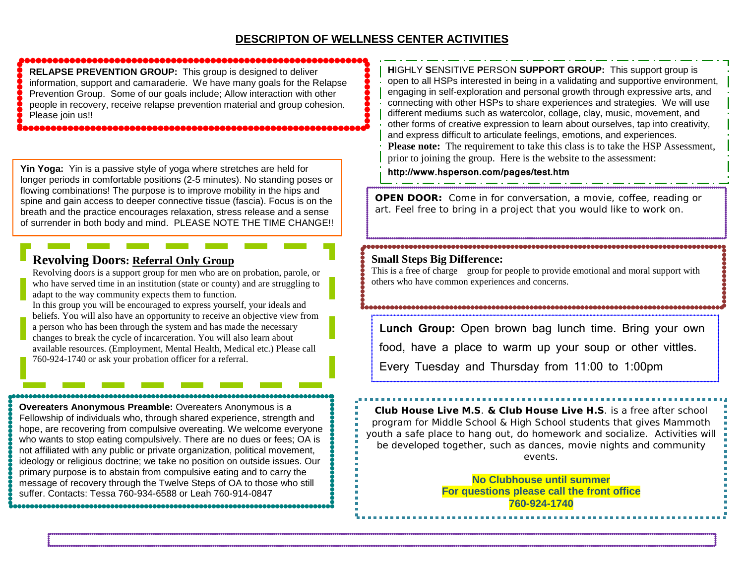# DESCRIPTON OF WELLNESS CENTER ACTIVITIES

**RELAPSE PREVENTION GROUP:** This group is designed to deliver information, support and camaraderie. We have many goals for the Relapse Prevention Group. Some of our goals include; Allow interaction with other people in recovery, receive relapse prevention material and group cohesion. Please join us!!

**Yin Yoga:** Yin is a passive style of yoga where stretches are held for longer periods in comfortable positions (2-5 minutes). No standing poses or flowing combinations! The purpose is to improve mobility in the hips and spine and gain access to deeper connective tissue (fascia). Focus is on the breath and the practice encourages relaxation, stress release and a sense of surrender in both body and mind. PLEASE NOTE THE TIME CHANGE!!

## Revolving Doors: Referral Only Group

Revolving doors is a support group for men who are on probation, parole, or who have served time in an institution (state or county) and are struggling to adapt to the way community expects them to function.

In this group you will be encouraged to express yourself, your ideals and beliefs. You will also have an opportunity to receive an objective view from a person who has been through the system and has made the necessary changes to break the cycle of incarceration. You will also learn about available resources. (Employment, Mental Health, Medical etc.) Please call 760-924-1740 or ask your probation officer for a referral.

**Overeaters Anonymous Preamble:** Overeaters Anonymous is a Fellowship of individuals who, through shared experience, strength and hope, are recovering from compulsive overeating. We welcome everyone who wants to stop eating compulsively. There are no dues or fees; OA is not affiliated with any public or private organization, political movement, ideology or religious doctrine; we take no position on outside issues. Our primary purpose is to abstain from compulsive eating and to carry the message of recovery through the Twelve Steps of OA to those who still suffer. Contacts: Tessa 760-934-6588 or Leah 760-914-0847

**H**IGHLY **S**ENSITIVE **P**ERSON **SUPPORT GROUP:** This support group is open to all HSPs interested in being in a validating and supportive environment, engaging in self-exploration and personal growth through expressive arts, and connecting with other HSPs to share experiences and strategies. We will use different mediums such as watercolor, collage, clay, music, movement, and other forms of creative expression to learn about ourselves, tap into creativity, and express difficult to articulate feelings, emotions, and experiences.

**Please note:** The requirement to take this class is to take the HSP Assessment, prior to joining the group. Here is the website to the assessment:

**http://www.hsperson.com/pages/test.htm**

**OPEN DOOR:** Come in for conversation, a movie, coffee, reading or art. Feel free to bring in a project that you would like to work on.

**Small Steps Big Difference:**

This is a free of charge group for people to provide emotional and moral support with others who have common experiences and concerns.

**Lunch Group:** Open brown bag lunch time. Bring your own food, have a place to warm up your soup or other vittles. Every Tuesday and Thursday from 11:00 to 1:00pm

**Club House Live M.S**. **& Club House Live H.S**. is a free after school program for Middle School & High School students that gives Mammoth youth a safe place to hang out, do homework and socialize. Activities will be developed together, such as dances, movie nights and community events.

**No Clubhouse until summer**
**For questions please call the front office**
**760-924-1740**